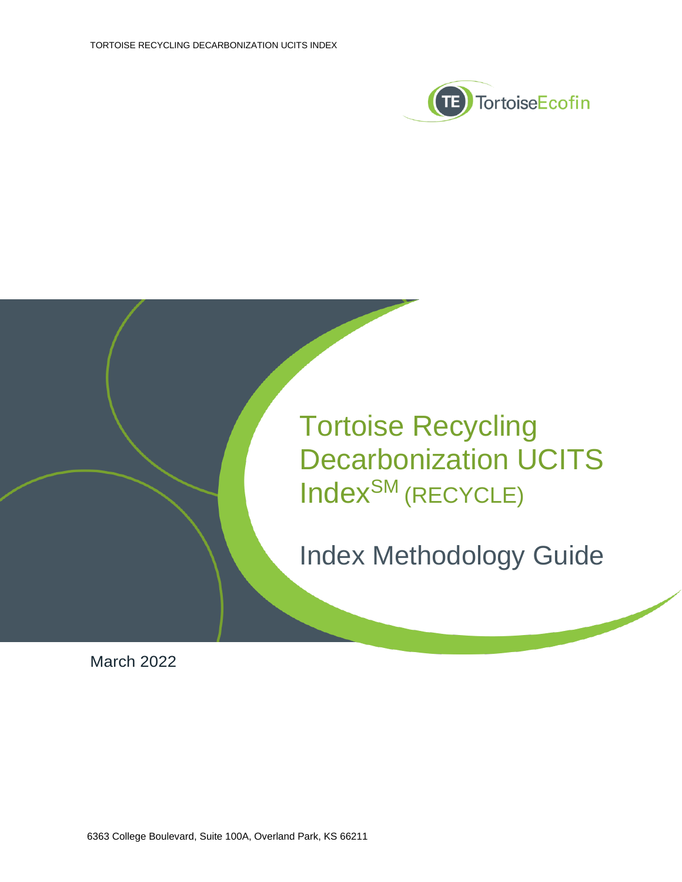# Tortoise Recycling Decarbonization UCITS Index[SM] (RECYCLE)

## Index Methodology Guide

March 2022

6363 College Boulevard, Suite 100A, Overland Park, KS 66211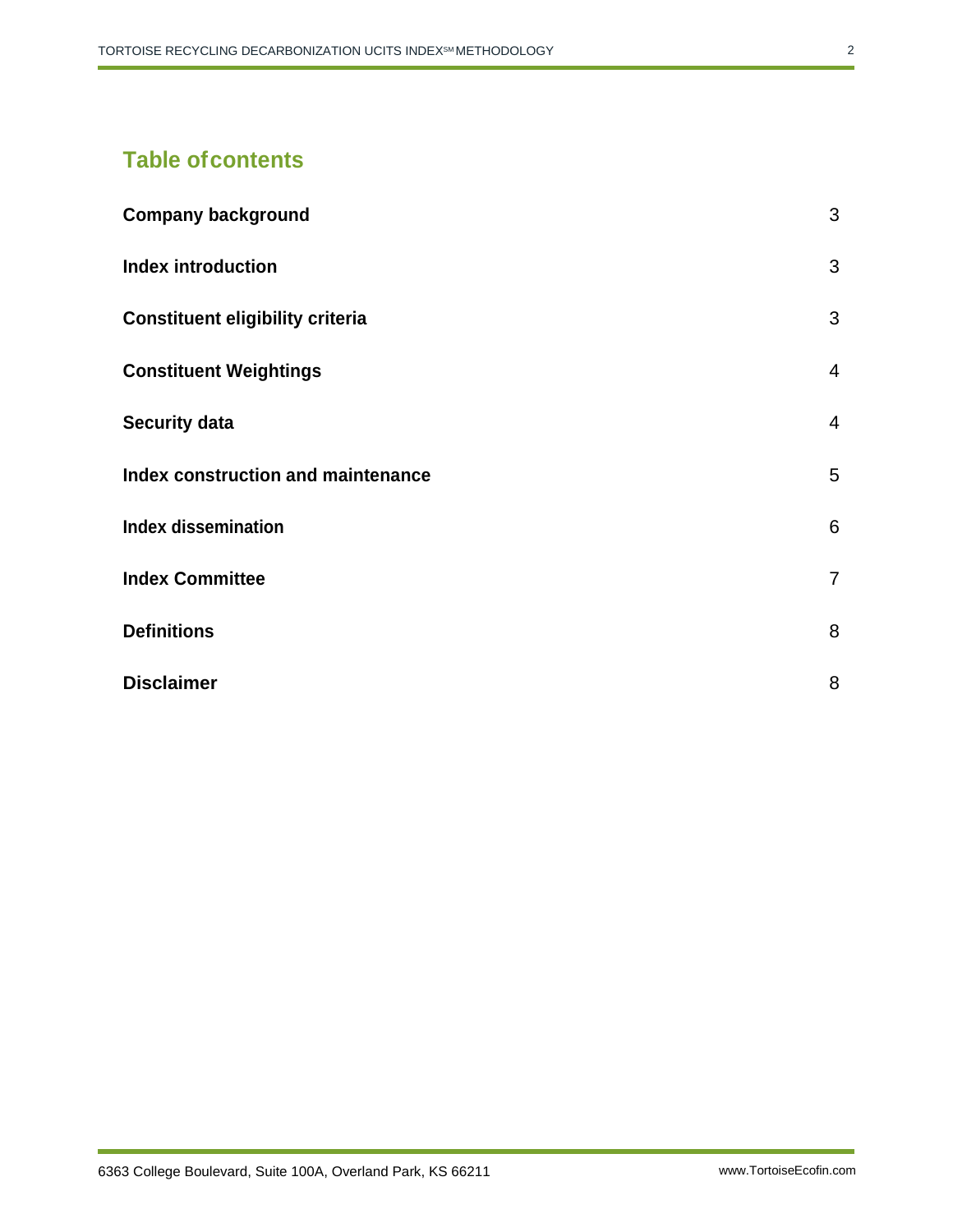## Table of contents

| | |
|---|---|
| **Company background** | 3 |
| **Index introduction** | 3 |
| **Constituent eligibility criteria** | 3 |
| **Constituent Weightings** | 4 |
| **Security data** | 4 |
| **Index construction and maintenance** | 5 |
| **Index dissemination** | 6 |
| **Index Committee** | 7 |
| **Definitions** | 8 |
| **Disclaimer** | 8 |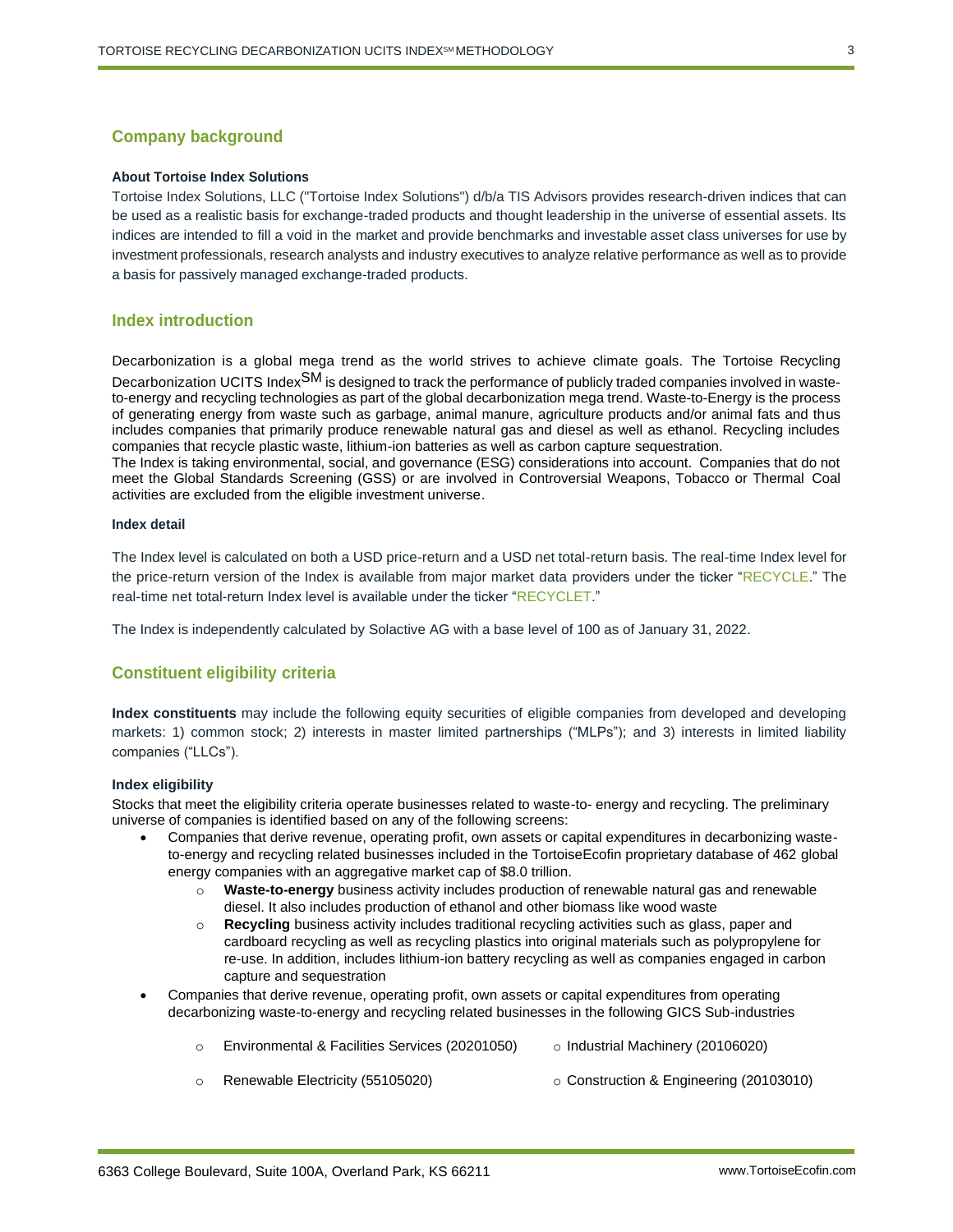## Company background

**About Tortoise Index Solutions**

Tortoise Index Solutions, LLC ("Tortoise Index Solutions") d/b/a TIS Advisors provides research-driven indices that can be used as a realistic basis for exchange-traded products and thought leadership in the universe of essential assets. Its indices are intended to fill a void in the market and provide benchmarks and investable asset class universes for use by investment professionals, research analysts and industry executives to analyze relative performance as well as to provide a basis for passively managed exchange-traded products.

## Index introduction

Decarbonization is a global mega trend as the world strives to achieve climate goals. The Tortoise Recycling Decarbonization UCITS Index[SM] is designed to track the performance of publicly traded companies involved in waste-to-energy and recycling technologies as part of the global decarbonization mega trend. Waste-to-Energy is the process of generating energy from waste such as garbage, animal manure, agriculture products and/or animal fats and thus includes companies that primarily produce renewable natural gas and diesel as well as ethanol. Recycling includes companies that recycle plastic waste, lithium-ion batteries as well as carbon capture sequestration.
The Index is taking environmental, social, and governance (ESG) considerations into account. Companies that do not meet the Global Standards Screening (GSS) or are involved in Controversial Weapons, Tobacco or Thermal Coal activities are excluded from the eligible investment universe.

**Index detail**

The Index level is calculated on both a USD price-return and a USD net total-return basis. The real-time Index level for the price-return version of the Index is available from major market data providers under the ticker "RECYCLE." The real-time net total-return Index level is available under the ticker "RECYCLET."

The Index is independently calculated by Solactive AG with a base level of 100 as of January 31, 2022.

## Constituent eligibility criteria

**Index constituents** may include the following equity securities of eligible companies from developed and developing markets: 1) common stock; 2) interests in master limited partnerships ("MLPs"); and 3) interests in limited liability companies ("LLCs").

**Index eligibility**

Stocks that meet the eligibility criteria operate businesses related to waste-to- energy and recycling. The preliminary universe of companies is identified based on any of the following screens:

- Companies that derive revenue, operating profit, own assets or capital expenditures in decarbonizing waste-to-energy and recycling related businesses included in the TortoiseEcofin proprietary database of 462 global energy companies with an aggregative market cap of $8.0 trillion.
  - **Waste-to-energy** business activity includes production of renewable natural gas and renewable diesel. It also includes production of ethanol and other biomass like wood waste
  - **Recycling** business activity includes traditional recycling activities such as glass, paper and cardboard recycling as well as recycling plastics into original materials such as polypropylene for re-use. In addition, includes lithium-ion battery recycling as well as companies engaged in carbon capture and sequestration
- Companies that derive revenue, operating profit, own assets or capital expenditures from operating decarbonizing waste-to-energy and recycling related businesses in the following GICS Sub-industries
  - Environmental & Facilities Services (20201050)
  - Industrial Machinery (20106020)
  - Renewable Electricity (55105020)
  - Construction & Engineering (20103010)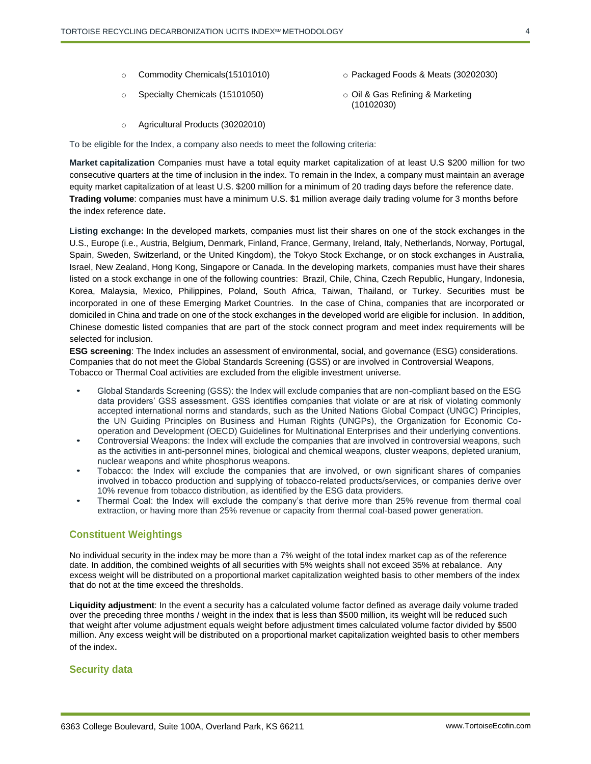- Commodity Chemicals(15101010)
- Specialty Chemicals (15101050)
- Agricultural Products (30202010)
- Packaged Foods & Meats (30202030)
- Oil & Gas Refining & Marketing (10102030)

To be eligible for the Index, a company also needs to meet the following criteria:

**Market capitalization** Companies must have a total equity market capitalization of at least U.S $200 million for two consecutive quarters at the time of inclusion in the index. To remain in the Index, a company must maintain an average equity market capitalization of at least U.S. $200 million for a minimum of 20 trading days before the reference date.
**Trading volume**: companies must have a minimum U.S. $1 million average daily trading volume for 3 months before the index reference date.

**Listing exchange:** In the developed markets, companies must list their shares on one of the stock exchanges in the U.S., Europe (i.e., Austria, Belgium, Denmark, Finland, France, Germany, Ireland, Italy, Netherlands, Norway, Portugal, Spain, Sweden, Switzerland, or the United Kingdom), the Tokyo Stock Exchange, or on stock exchanges in Australia, Israel, New Zealand, Hong Kong, Singapore or Canada. In the developing markets, companies must have their shares listed on a stock exchange in one of the following countries: Brazil, Chile, China, Czech Republic, Hungary, Indonesia, Korea, Malaysia, Mexico, Philippines, Poland, South Africa, Taiwan, Thailand, or Turkey. Securities must be incorporated in one of these Emerging Market Countries. In the case of China, companies that are incorporated or domiciled in China and trade on one of the stock exchanges in the developed world are eligible for inclusion. In addition, Chinese domestic listed companies that are part of the stock connect program and meet index requirements will be selected for inclusion.

**ESG screening**: The Index includes an assessment of environmental, social, and governance (ESG) considerations. Companies that do not meet the Global Standards Screening (GSS) or are involved in Controversial Weapons, Tobacco or Thermal Coal activities are excluded from the eligible investment universe.

- Global Standards Screening (GSS): the Index will exclude companies that are non-compliant based on the ESG data providers' GSS assessment. GSS identifies companies that violate or are at risk of violating commonly accepted international norms and standards, such as the United Nations Global Compact (UNGC) Principles, the UN Guiding Principles on Business and Human Rights (UNGPs), the Organization for Economic Co-operation and Development (OECD) Guidelines for Multinational Enterprises and their underlying conventions.
- Controversial Weapons: the Index will exclude the companies that are involved in controversial weapons, such as the activities in anti-personnel mines, biological and chemical weapons, cluster weapons, depleted uranium, nuclear weapons and white phosphorus weapons.
- Tobacco: the Index will exclude the companies that are involved, or own significant shares of companies involved in tobacco production and supplying of tobacco-related products/services, or companies derive over 10% revenue from tobacco distribution, as identified by the ESG data providers.
- Thermal Coal: the Index will exclude the company's that derive more than 25% revenue from thermal coal extraction, or having more than 25% revenue or capacity from thermal coal-based power generation.

## Constituent Weightings

No individual security in the index may be more than a 7% weight of the total index market cap as of the reference date. In addition, the combined weights of all securities with 5% weights shall not exceed 35% at rebalance. Any excess weight will be distributed on a proportional market capitalization weighted basis to other members of the index that do not at the time exceed the thresholds.

**Liquidity adjustment**: In the event a security has a calculated volume factor defined as average daily volume traded over the preceding three months / weight in the index that is less than $500 million, its weight will be reduced such that weight after volume adjustment equals weight before adjustment times calculated volume factor divided by $500 million. Any excess weight will be distributed on a proportional market capitalization weighted basis to other members of the index.

## Security data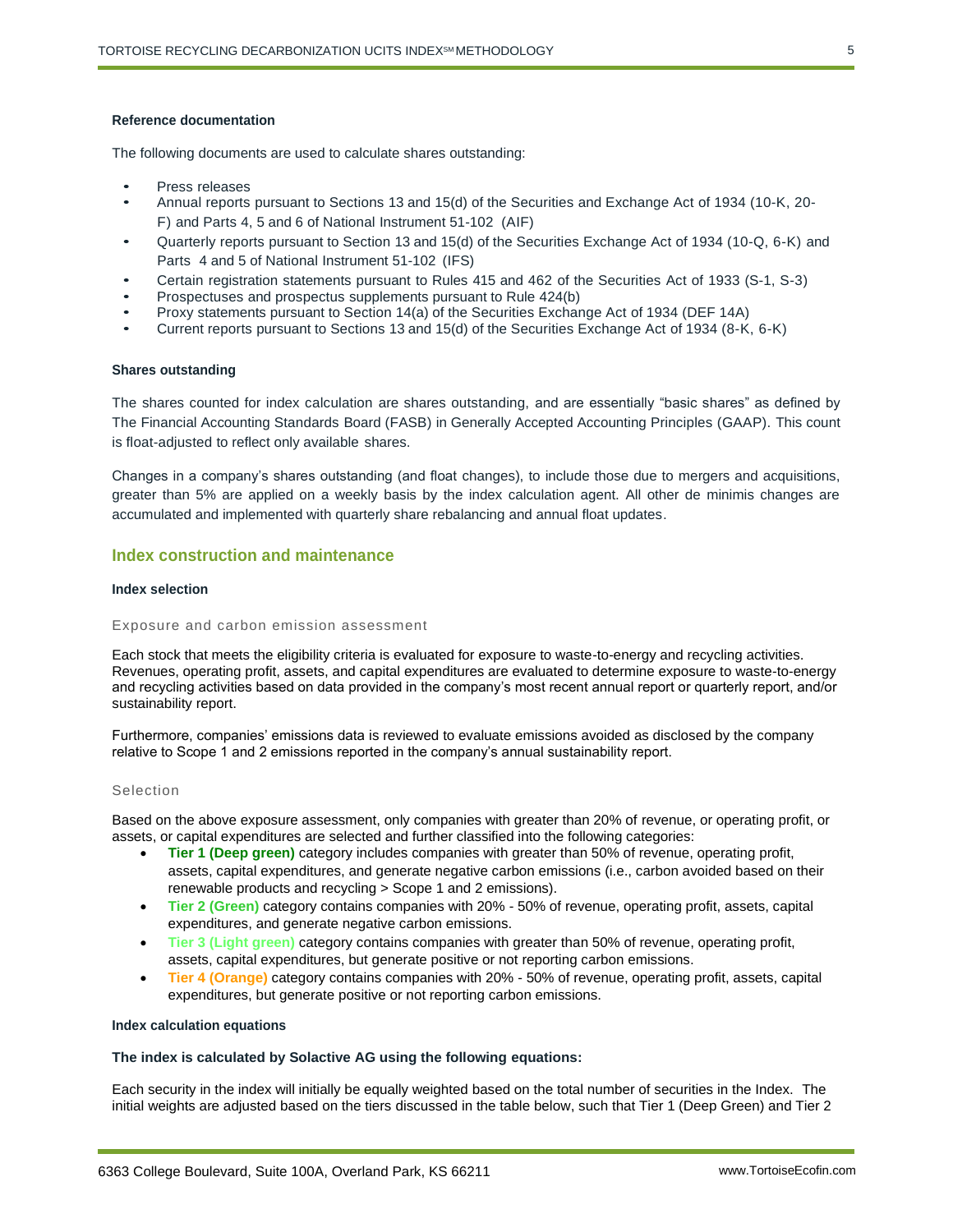#### Reference documentation

The following documents are used to calculate shares outstanding:

- Press releases
- Annual reports pursuant to Sections 13 and 15(d) of the Securities and Exchange Act of 1934 (10-K, 20-F) and Parts 4, 5 and 6 of National Instrument 51-102 (AIF)
- Quarterly reports pursuant to Section 13 and 15(d) of the Securities Exchange Act of 1934 (10-Q, 6-K) and Parts 4 and 5 of National Instrument 51-102 (IFS)
- Certain registration statements pursuant to Rules 415 and 462 of the Securities Act of 1933 (S-1, S-3)
- Prospectuses and prospectus supplements pursuant to Rule 424(b)
- Proxy statements pursuant to Section 14(a) of the Securities Exchange Act of 1934 (DEF 14A)
- Current reports pursuant to Sections 13 and 15(d) of the Securities Exchange Act of 1934 (8-K, 6-K)

#### Shares outstanding

The shares counted for index calculation are shares outstanding, and are essentially "basic shares" as defined by The Financial Accounting Standards Board (FASB) in Generally Accepted Accounting Principles (GAAP). This count is float-adjusted to reflect only available shares.

Changes in a company's shares outstanding (and float changes), to include those due to mergers and acquisitions, greater than 5% are applied on a weekly basis by the index calculation agent. All other de minimis changes are accumulated and implemented with quarterly share rebalancing and annual float updates.

## Index construction and maintenance

#### Index selection

##### Exposure and carbon emission assessment

Each stock that meets the eligibility criteria is evaluated for exposure to waste-to-energy and recycling activities. Revenues, operating profit, assets, and capital expenditures are evaluated to determine exposure to waste-to-energy and recycling activities based on data provided in the company's most recent annual report or quarterly report, and/or sustainability report.

Furthermore, companies' emissions data is reviewed to evaluate emissions avoided as disclosed by the company relative to Scope 1 and 2 emissions reported in the company's annual sustainability report.

##### Selection

Based on the above exposure assessment, only companies with greater than 20% of revenue, or operating profit, or assets, or capital expenditures are selected and further classified into the following categories:

- **Tier 1 (Deep green)** category includes companies with greater than 50% of revenue, operating profit, assets, capital expenditures, and generate negative carbon emissions (i.e., carbon avoided based on their renewable products and recycling > Scope 1 and 2 emissions).
- **Tier 2 (Green)** category contains companies with 20% - 50% of revenue, operating profit, assets, capital expenditures, and generate negative carbon emissions.
- **Tier 3 (Light green)** category contains companies with greater than 50% of revenue, operating profit, assets, capital expenditures, but generate positive or not reporting carbon emissions.
- **Tier 4 (Orange)** category contains companies with 20% - 50% of revenue, operating profit, assets, capital expenditures, but generate positive or not reporting carbon emissions.

#### Index calculation equations

**The index is calculated by Solactive AG using the following equations:**

Each security in the index will initially be equally weighted based on the total number of securities in the Index. The initial weights are adjusted based on the tiers discussed in the table below, such that Tier 1 (Deep Green) and Tier 2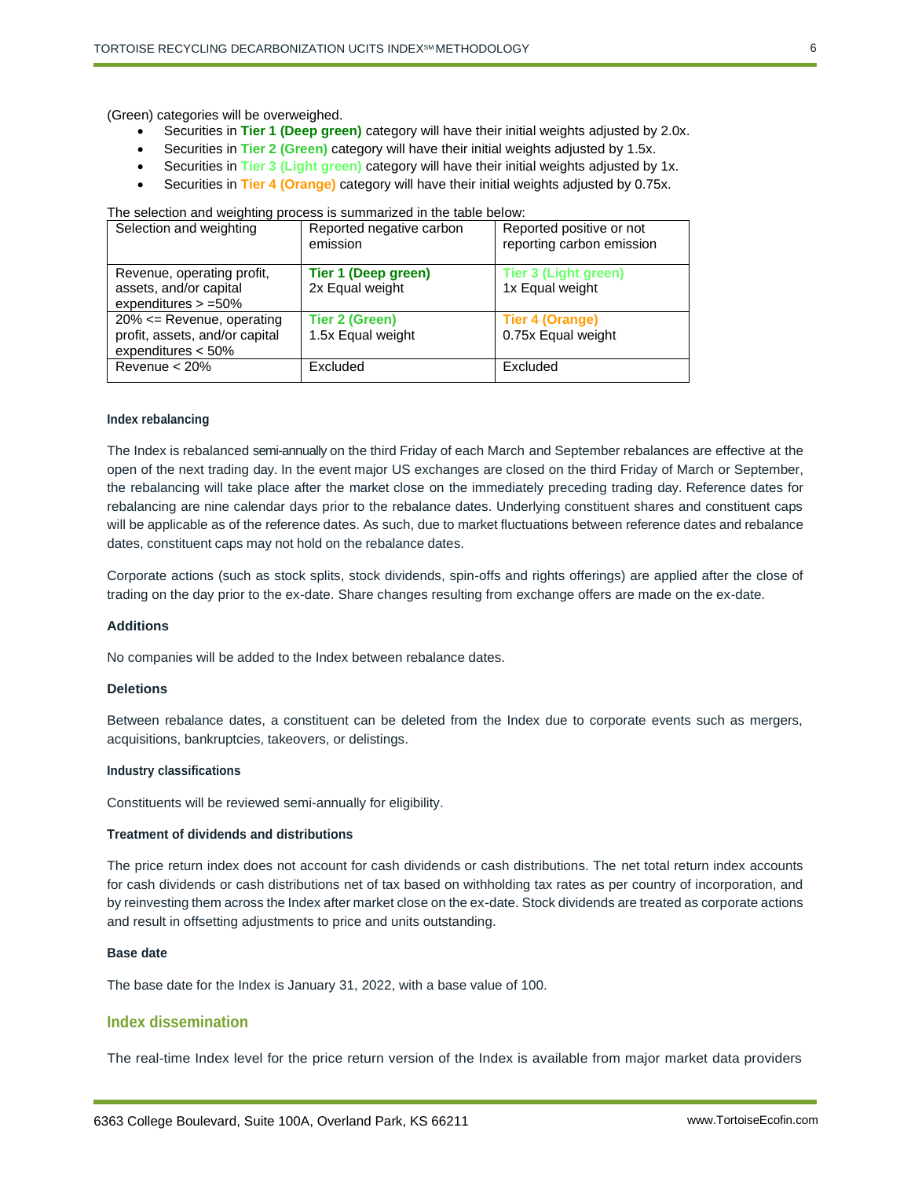(Green) categories will be overweighed.

- Securities in **Tier 1 (Deep green)** category will have their initial weights adjusted by 2.0x.
- Securities in **Tier 2 (Green)** category will have their initial weights adjusted by 1.5x.
- Securities in **Tier 3 (Light green)** category will have their initial weights adjusted by 1x.
- Securities in **Tier 4 (Orange)** category will have their initial weights adjusted by 0.75x.

The selection and weighting process is summarized in the table below:

| Selection and weighting | Reported negative carbon emission | Reported positive or not reporting carbon emission |
|---|---|---|
| Revenue, operating profit, assets, and/or capital expenditures > =50% | **Tier 1 (Deep green)** 2x Equal weight | **Tier 3 (Light green)** 1x Equal weight |
| 20% <= Revenue, operating profit, assets, and/or capital expenditures < 50% | **Tier 2 (Green)** 1.5x Equal weight | **Tier 4 (Orange)** 0.75x Equal weight |
| Revenue < 20% | Excluded | Excluded |

#### Index rebalancing

The Index is rebalanced semi-annually on the third Friday of each March and September rebalances are effective at the open of the next trading day. In the event major US exchanges are closed on the third Friday of March or September, the rebalancing will take place after the market close on the immediately preceding trading day. Reference dates for rebalancing are nine calendar days prior to the rebalance dates. Underlying constituent shares and constituent caps will be applicable as of the reference dates. As such, due to market fluctuations between reference dates and rebalance dates, constituent caps may not hold on the rebalance dates.

Corporate actions (such as stock splits, stock dividends, spin-offs and rights offerings) are applied after the close of trading on the day prior to the ex-date. Share changes resulting from exchange offers are made on the ex-date.

#### Additions

No companies will be added to the Index between rebalance dates.

#### Deletions

Between rebalance dates, a constituent can be deleted from the Index due to corporate events such as mergers, acquisitions, bankruptcies, takeovers, or delistings.

#### Industry classifications

Constituents will be reviewed semi-annually for eligibility.

#### Treatment of dividends and distributions

The price return index does not account for cash dividends or cash distributions. The net total return index accounts for cash dividends or cash distributions net of tax based on withholding tax rates as per country of incorporation, and by reinvesting them across the Index after market close on the ex-date. Stock dividends are treated as corporate actions and result in offsetting adjustments to price and units outstanding.

#### Base date

The base date for the Index is January 31, 2022, with a base value of 100.

### Index dissemination

The real-time Index level for the price return version of the Index is available from major market data providers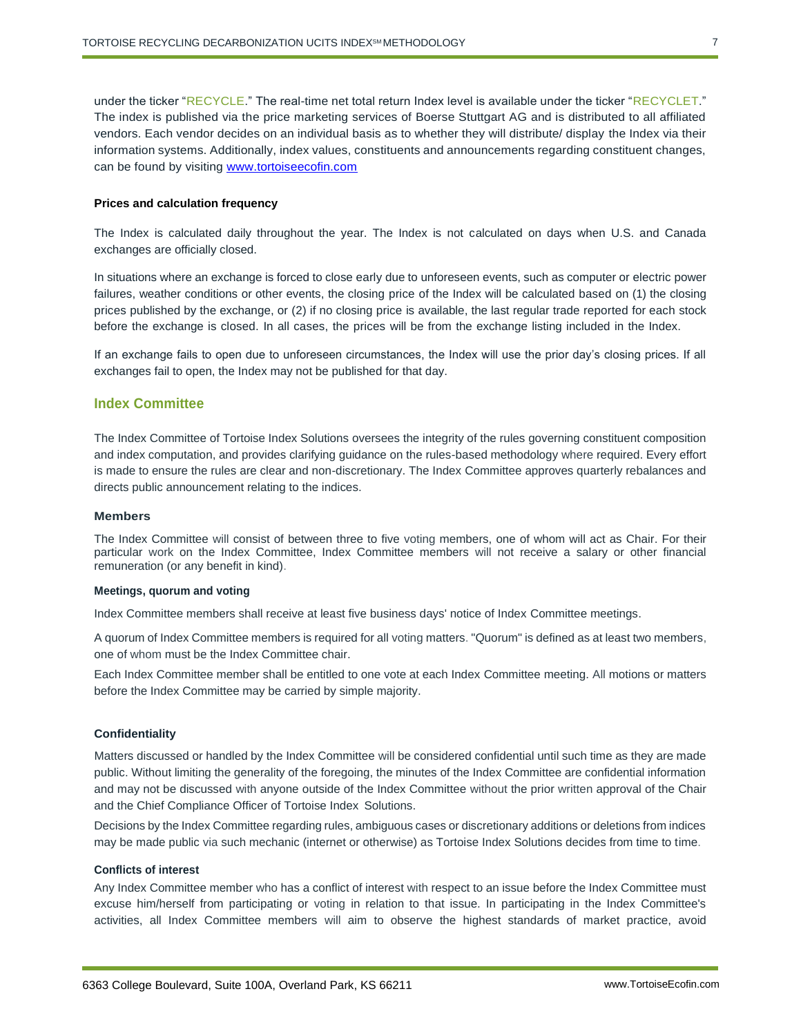under the ticker "RECYCLE." The real-time net total return Index level is available under the ticker "RECYCLET." The index is published via the price marketing services of Boerse Stuttgart AG and is distributed to all affiliated vendors. Each vendor decides on an individual basis as to whether they will distribute/ display the Index via their information systems. Additionally, index values, constituents and announcements regarding constituent changes, can be found by visiting [www.tortoiseecofin.com](http://www.tortoiseecofin.com)

#### Prices and calculation frequency

The Index is calculated daily throughout the year. The Index is not calculated on days when U.S. and Canada exchanges are officially closed.

In situations where an exchange is forced to close early due to unforeseen events, such as computer or electric power failures, weather conditions or other events, the closing price of the Index will be calculated based on (1) the closing prices published by the exchange, or (2) if no closing price is available, the last regular trade reported for each stock before the exchange is closed. In all cases, the prices will be from the exchange listing included in the Index.

If an exchange fails to open due to unforeseen circumstances, the Index will use the prior day's closing prices. If all exchanges fail to open, the Index may not be published for that day.

## Index Committee

The Index Committee of Tortoise Index Solutions oversees the integrity of the rules governing constituent composition and index computation, and provides clarifying guidance on the rules-based methodology where required. Every effort is made to ensure the rules are clear and non-discretionary. The Index Committee approves quarterly rebalances and directs public announcement relating to the indices.

### Members

The Index Committee will consist of between three to five voting members, one of whom will act as Chair. For their particular work on the Index Committee, Index Committee members will not receive a salary or other financial remuneration (or any benefit in kind).

#### Meetings, quorum and voting

Index Committee members shall receive at least five business days' notice of Index Committee meetings.

A quorum of Index Committee members is required for all voting matters. "Quorum" is defined as at least two members, one of whom must be the Index Committee chair.

Each Index Committee member shall be entitled to one vote at each Index Committee meeting. All motions or matters before the Index Committee may be carried by simple majority.

#### Confidentiality

Matters discussed or handled by the Index Committee will be considered confidential until such time as they are made public. Without limiting the generality of the foregoing, the minutes of the Index Committee are confidential information and may not be discussed with anyone outside of the Index Committee without the prior written approval of the Chair and the Chief Compliance Officer of Tortoise Index Solutions.

Decisions by the Index Committee regarding rules, ambiguous cases or discretionary additions or deletions from indices may be made public via such mechanic (internet or otherwise) as Tortoise Index Solutions decides from time to time.

#### Conflicts of interest

Any Index Committee member who has a conflict of interest with respect to an issue before the Index Committee must excuse him/herself from participating or voting in relation to that issue. In participating in the Index Committee's activities, all Index Committee members will aim to observe the highest standards of market practice, avoid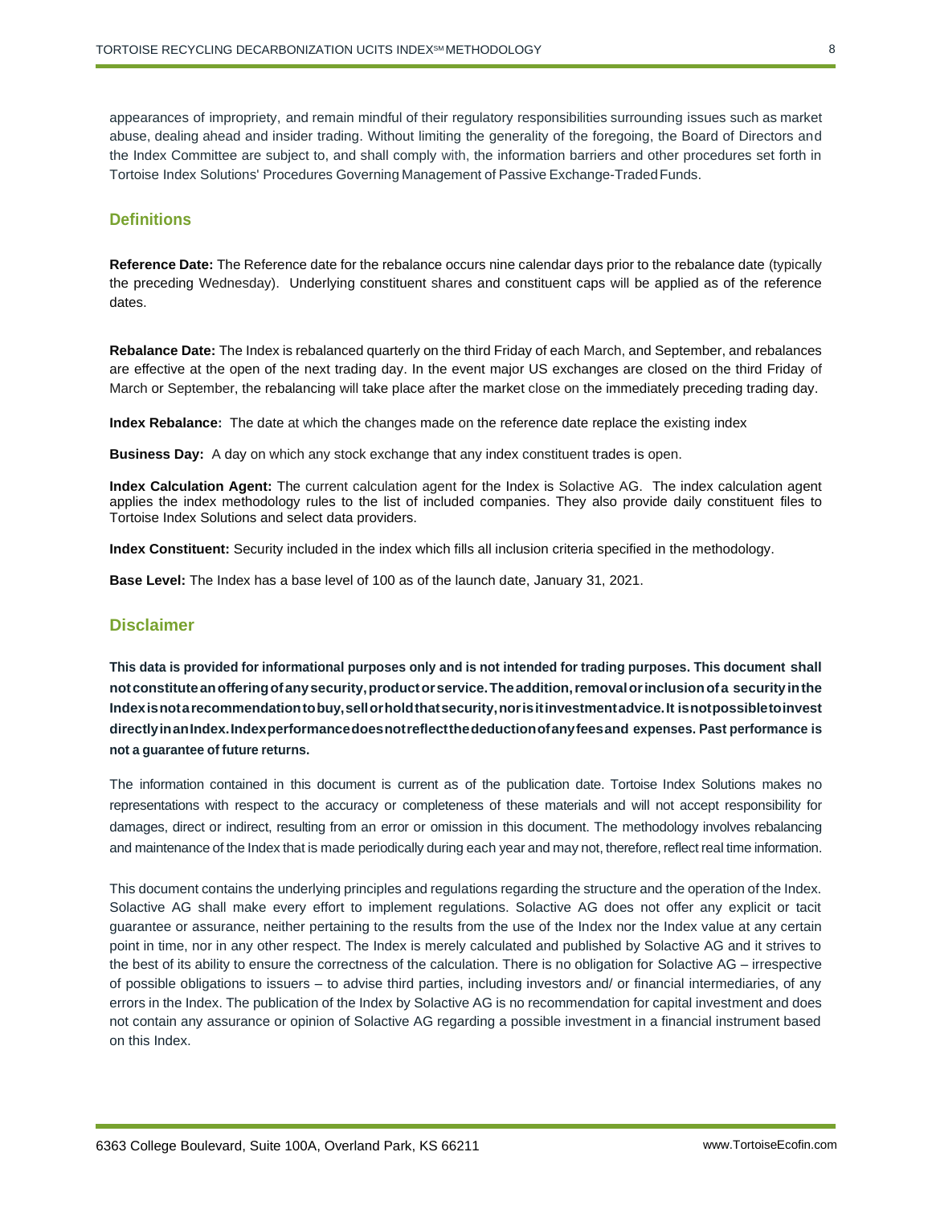appearances of impropriety, and remain mindful of their regulatory responsibilities surrounding issues such as market abuse, dealing ahead and insider trading. Without limiting the generality of the foregoing, the Board of Directors and the Index Committee are subject to, and shall comply with, the information barriers and other procedures set forth in Tortoise Index Solutions' Procedures Governing Management of Passive Exchange-Traded Funds.

## Definitions

**Reference Date:** The Reference date for the rebalance occurs nine calendar days prior to the rebalance date (typically the preceding Wednesday). Underlying constituent shares and constituent caps will be applied as of the reference dates.

**Rebalance Date:** The Index is rebalanced quarterly on the third Friday of each March, and September, and rebalances are effective at the open of the next trading day. In the event major US exchanges are closed on the third Friday of March or September, the rebalancing will take place after the market close on the immediately preceding trading day.

**Index Rebalance:** The date at which the changes made on the reference date replace the existing index

**Business Day:** A day on which any stock exchange that any index constituent trades is open.

**Index Calculation Agent:** The current calculation agent for the Index is Solactive AG. The index calculation agent applies the index methodology rules to the list of included companies. They also provide daily constituent files to Tortoise Index Solutions and select data providers.

**Index Constituent:** Security included in the index which fills all inclusion criteria specified in the methodology.

**Base Level:** The Index has a base level of 100 as of the launch date, January 31, 2021.

## Disclaimer

**This data is provided for informational purposes only and is not intended for trading purposes. This document shall not constitute an offering of any security, product or service. The addition, removal or inclusion of a security in the Index is not a recommendation to buy, sell or hold that security, nor is it investment advice. It is not possible to invest directly in an Index. Index performance does not reflect the deduction of any fees and expenses. Past performance is not a guarantee of future returns.**

The information contained in this document is current as of the publication date. Tortoise Index Solutions makes no representations with respect to the accuracy or completeness of these materials and will not accept responsibility for damages, direct or indirect, resulting from an error or omission in this document. The methodology involves rebalancing and maintenance of the Index that is made periodically during each year and may not, therefore, reflect real time information.

This document contains the underlying principles and regulations regarding the structure and the operation of the Index. Solactive AG shall make every effort to implement regulations. Solactive AG does not offer any explicit or tacit guarantee or assurance, neither pertaining to the results from the use of the Index nor the Index value at any certain point in time, nor in any other respect. The Index is merely calculated and published by Solactive AG and it strives to the best of its ability to ensure the correctness of the calculation. There is no obligation for Solactive AG – irrespective of possible obligations to issuers – to advise third parties, including investors and/ or financial intermediaries, of any errors in the Index. The publication of the Index by Solactive AG is no recommendation for capital investment and does not contain any assurance or opinion of Solactive AG regarding a possible investment in a financial instrument based on this Index.